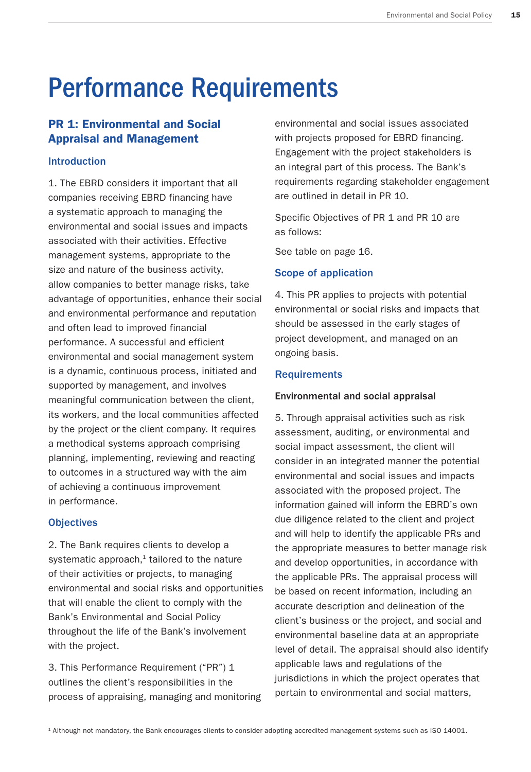# Performance Requirements

## PR 1: Environmental and Social Appraisal and Management

### Introduction

1. The EBRD considers it important that all companies receiving EBRD financing have a systematic approach to managing the environmental and social issues and impacts associated with their activities. Effective management systems, appropriate to the size and nature of the business activity, allow companies to better manage risks, take advantage of opportunities, enhance their social and environmental performance and reputation and often lead to improved financial performance. A successful and efficient environmental and social management system is a dynamic, continuous process, initiated and supported by management, and involves meaningful communication between the client, its workers, and the local communities affected by the project or the client company. It requires a methodical systems approach comprising planning, implementing, reviewing and reacting to outcomes in a structured way with the aim of achieving a continuous improvement in performance.

### Objectives

2. The Bank requires clients to develop a systematic approach,[1] tailored to the nature of their activities or projects, to managing environmental and social risks and opportunities that will enable the client to comply with the Bank's Environmental and Social Policy throughout the life of the Bank's involvement with the project.

3. This Performance Requirement ("PR") 1 outlines the client's responsibilities in the process of appraising, managing and monitoring environmental and social issues associated with projects proposed for EBRD financing. Engagement with the project stakeholders is an integral part of this process. The Bank's requirements regarding stakeholder engagement are outlined in detail in PR 10.

Specific Objectives of PR 1 and PR 10 are as follows:

See table on page 16.

### Scope of application

4. This PR applies to projects with potential environmental or social risks and impacts that should be assessed in the early stages of project development, and managed on an ongoing basis.

### Requirements

#### Environmental and social appraisal

5. Through appraisal activities such as risk assessment, auditing, or environmental and social impact assessment, the client will consider in an integrated manner the potential environmental and social issues and impacts associated with the proposed project. The information gained will inform the EBRD's own due diligence related to the client and project and will help to identify the applicable PRs and the appropriate measures to better manage risk and develop opportunities, in accordance with the applicable PRs. The appraisal process will be based on recent information, including an accurate description and delineation of the client's business or the project, and social and environmental baseline data at an appropriate level of detail. The appraisal should also identify applicable laws and regulations of the jurisdictions in which the project operates that pertain to environmental and social matters,

[1] Although not mandatory, the Bank encourages clients to consider adopting accredited management systems such as ISO 14001.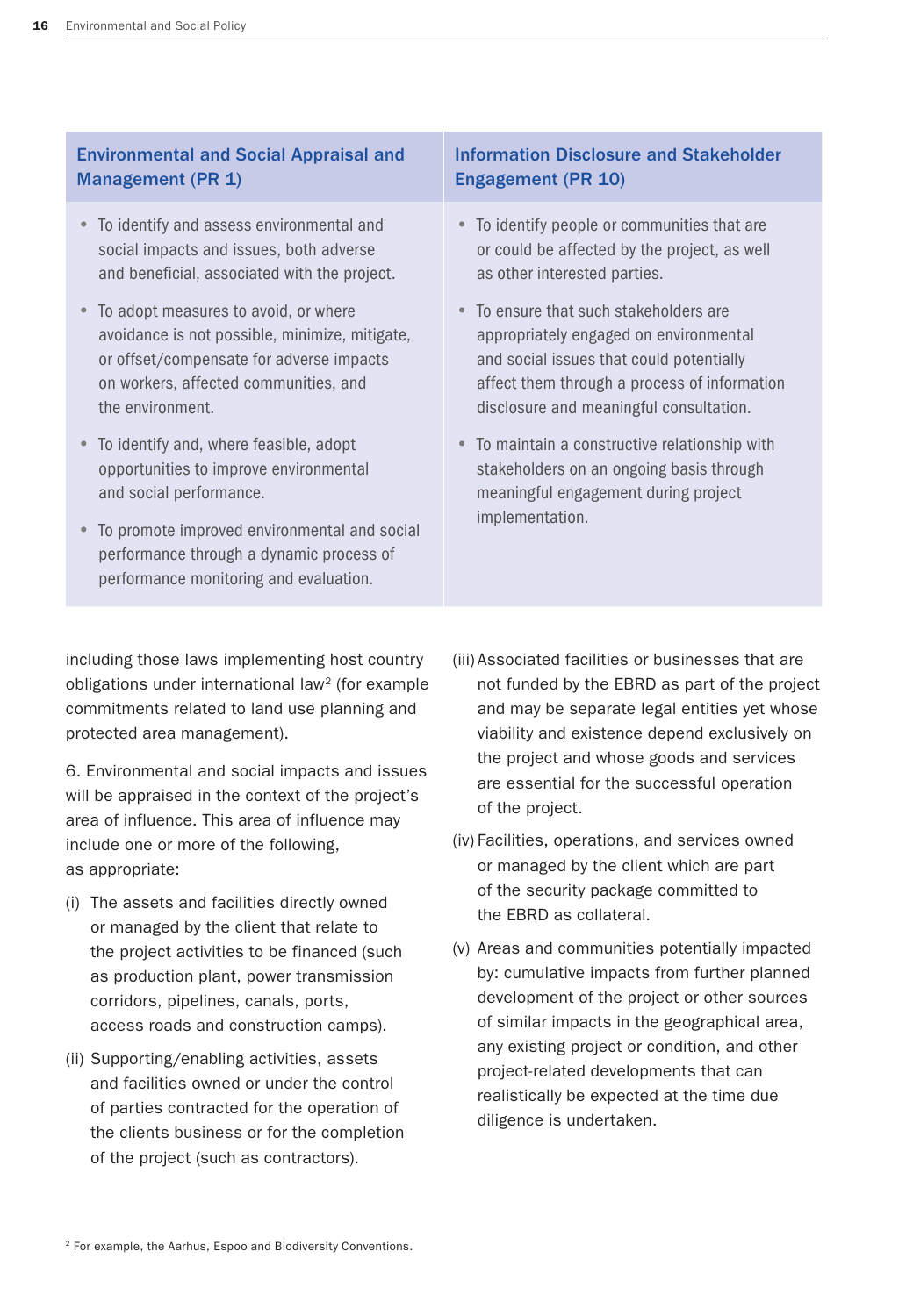| Environmental and Social Appraisal and Management (PR 1) | Information Disclosure and Stakeholder Engagement (PR 10) |
| --- | --- |
| • To identify and assess environmental and social impacts and issues, both adverse and beneficial, associated with the project.<br>• To adopt measures to avoid, or where avoidance is not possible, minimize, mitigate, or offset/compensate for adverse impacts on workers, affected communities, and the environment.<br>• To identify and, where feasible, adopt opportunities to improve environmental and social performance.<br>• To promote improved environmental and social performance through a dynamic process of performance monitoring and evaluation. | • To identify people or communities that are or could be affected by the project, as well as other interested parties.<br>• To ensure that such stakeholders are appropriately engaged on environmental and social issues that could potentially affect them through a process of information disclosure and meaningful consultation.<br>• To maintain a constructive relationship with stakeholders on an ongoing basis through meaningful engagement during project implementation. |

including those laws implementing host country obligations under international law[2] (for example commitments related to land use planning and protected area management).

6. Environmental and social impacts and issues will be appraised in the context of the project's area of influence. This area of influence may include one or more of the following, as appropriate:

(i) The assets and facilities directly owned or managed by the client that relate to the project activities to be financed (such as production plant, power transmission corridors, pipelines, canals, ports, access roads and construction camps).

(ii) Supporting/enabling activities, assets and facilities owned or under the control of parties contracted for the operation of the clients business or for the completion of the project (such as contractors).

(iii) Associated facilities or businesses that are not funded by the EBRD as part of the project and may be separate legal entities yet whose viability and existence depend exclusively on the project and whose goods and services are essential for the successful operation of the project.

(iv) Facilities, operations, and services owned or managed by the client which are part of the security package committed to the EBRD as collateral.

(v) Areas and communities potentially impacted by: cumulative impacts from further planned development of the project or other sources of similar impacts in the geographical area, any existing project or condition, and other project-related developments that can realistically be expected at the time due diligence is undertaken.

[2] For example, the Aarhus, Espoo and Biodiversity Conventions.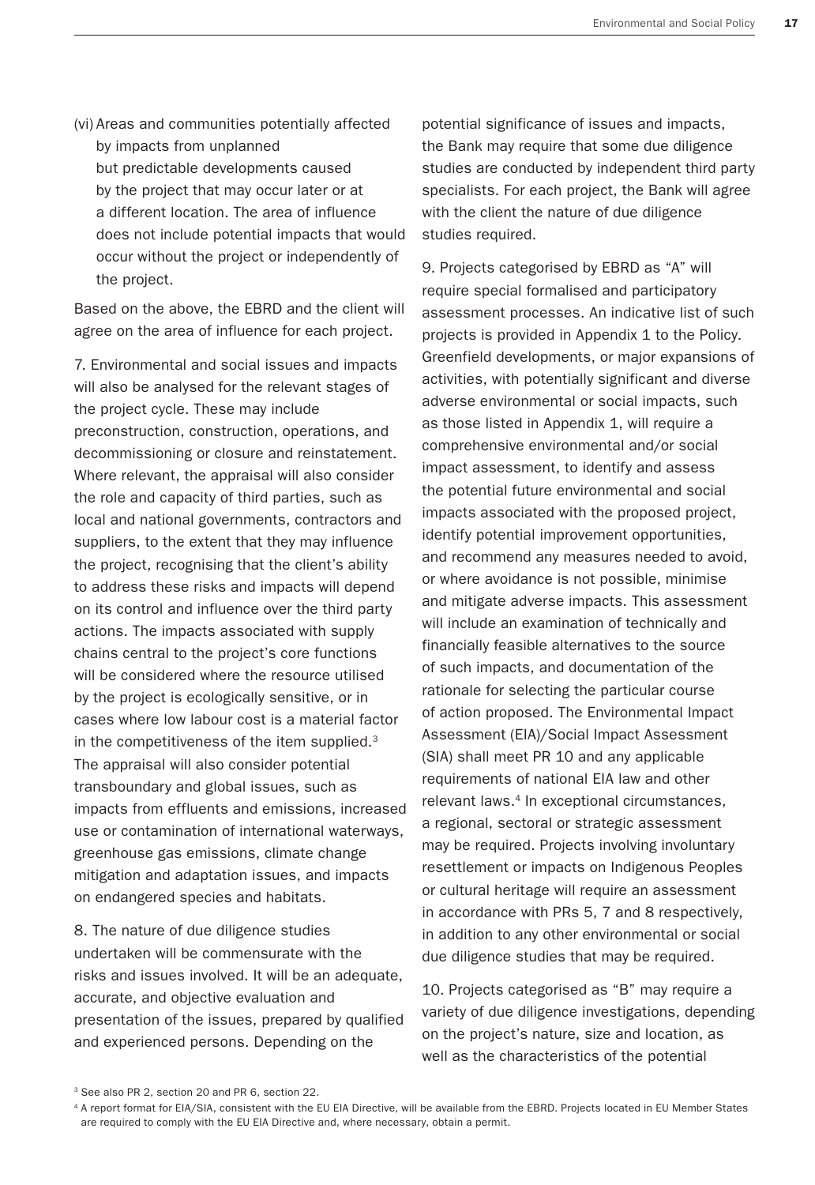(vi) Areas and communities potentially affected by impacts from unplanned but predictable developments caused by the project that may occur later or at a different location. The area of influence does not include potential impacts that would occur without the project or independently of the project.

Based on the above, the EBRD and the client will agree on the area of influence for each project.

7. Environmental and social issues and impacts will also be analysed for the relevant stages of the project cycle. These may include preconstruction, construction, operations, and decommissioning or closure and reinstatement. Where relevant, the appraisal will also consider the role and capacity of third parties, such as local and national governments, contractors and suppliers, to the extent that they may influence the project, recognising that the client's ability to address these risks and impacts will depend on its control and influence over the third party actions. The impacts associated with supply chains central to the project's core functions will be considered where the resource utilised by the project is ecologically sensitive, or in cases where low labour cost is a material factor in the competitiveness of the item supplied.[3] The appraisal will also consider potential transboundary and global issues, such as impacts from effluents and emissions, increased use or contamination of international waterways, greenhouse gas emissions, climate change mitigation and adaptation issues, and impacts on endangered species and habitats.

8. The nature of due diligence studies undertaken will be commensurate with the risks and issues involved. It will be an adequate, accurate, and objective evaluation and presentation of the issues, prepared by qualified and experienced persons. Depending on the potential significance of issues and impacts, the Bank may require that some due diligence studies are conducted by independent third party specialists. For each project, the Bank will agree with the client the nature of due diligence studies required.

9. Projects categorised by EBRD as "A" will require special formalised and participatory assessment processes. An indicative list of such projects is provided in Appendix 1 to the Policy. Greenfield developments, or major expansions of activities, with potentially significant and diverse adverse environmental or social impacts, such as those listed in Appendix 1, will require a comprehensive environmental and/or social impact assessment, to identify and assess the potential future environmental and social impacts associated with the proposed project, identify potential improvement opportunities, and recommend any measures needed to avoid, or where avoidance is not possible, minimise and mitigate adverse impacts. This assessment will include an examination of technically and financially feasible alternatives to the source of such impacts, and documentation of the rationale for selecting the particular course of action proposed. The Environmental Impact Assessment (EIA)/Social Impact Assessment (SIA) shall meet PR 10 and any applicable requirements of national EIA law and other relevant laws.[4] In exceptional circumstances, a regional, sectoral or strategic assessment may be required. Projects involving involuntary resettlement or impacts on Indigenous Peoples or cultural heritage will require an assessment in accordance with PRs 5, 7 and 8 respectively, in addition to any other environmental or social due diligence studies that may be required.

10. Projects categorised as "B" may require a variety of due diligence investigations, depending on the project's nature, size and location, as well as the characteristics of the potential

[3] See also PR 2, section 20 and PR 6, section 22.

[4] A report format for EIA/SIA, consistent with the EU EIA Directive, will be available from the EBRD. Projects located in EU Member States are required to comply with the EU EIA Directive and, where necessary, obtain a permit.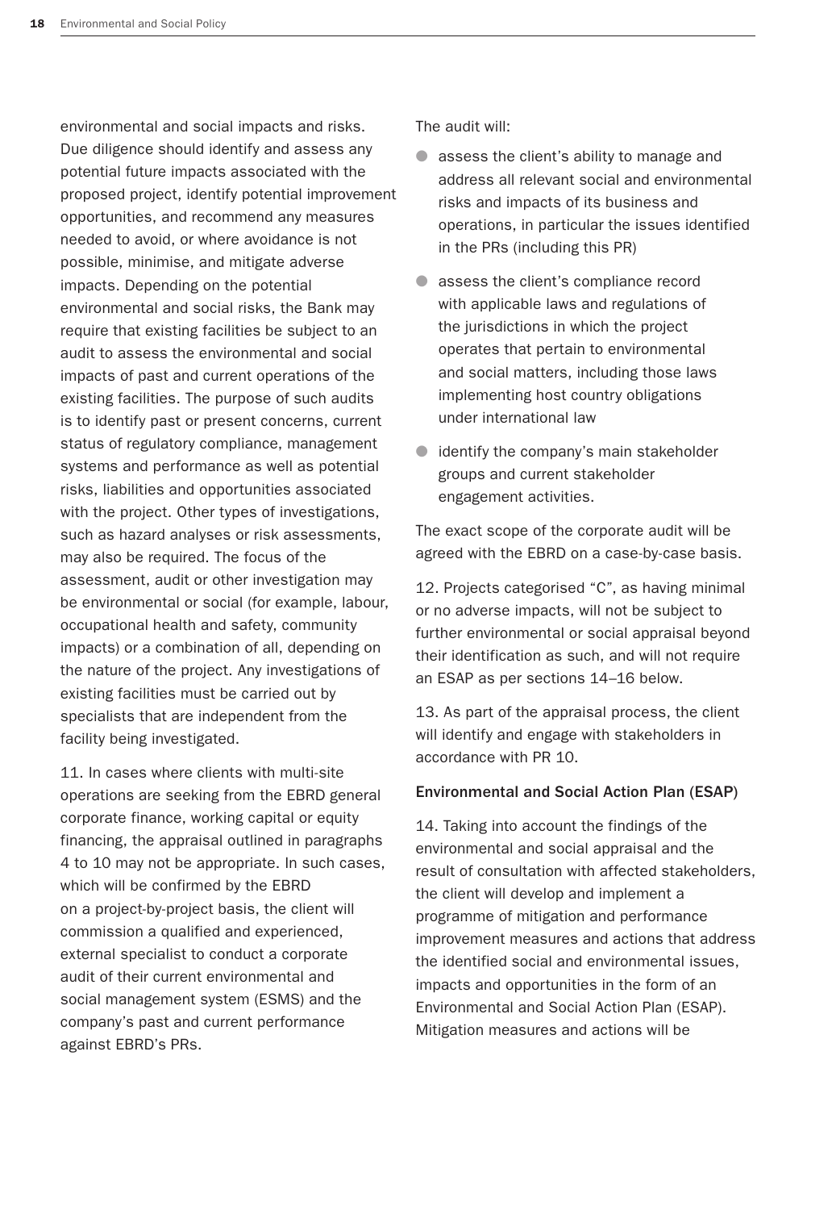environmental and social impacts and risks. Due diligence should identify and assess any potential future impacts associated with the proposed project, identify potential improvement opportunities, and recommend any measures needed to avoid, or where avoidance is not possible, minimise, and mitigate adverse impacts. Depending on the potential environmental and social risks, the Bank may require that existing facilities be subject to an audit to assess the environmental and social impacts of past and current operations of the existing facilities. The purpose of such audits is to identify past or present concerns, current status of regulatory compliance, management systems and performance as well as potential risks, liabilities and opportunities associated with the project. Other types of investigations, such as hazard analyses or risk assessments, may also be required. The focus of the assessment, audit or other investigation may be environmental or social (for example, labour, occupational health and safety, community impacts) or a combination of all, depending on the nature of the project. Any investigations of existing facilities must be carried out by specialists that are independent from the facility being investigated.

11. In cases where clients with multi-site operations are seeking from the EBRD general corporate finance, working capital or equity financing, the appraisal outlined in paragraphs 4 to 10 may not be appropriate. In such cases, which will be confirmed by the EBRD on a project-by-project basis, the client will commission a qualified and experienced, external specialist to conduct a corporate audit of their current environmental and social management system (ESMS) and the company's past and current performance against EBRD's PRs.

The audit will:

- assess the client's ability to manage and address all relevant social and environmental risks and impacts of its business and operations, in particular the issues identified in the PRs (including this PR)
- assess the client's compliance record with applicable laws and regulations of the jurisdictions in which the project operates that pertain to environmental and social matters, including those laws implementing host country obligations under international law
- identify the company's main stakeholder groups and current stakeholder engagement activities.

The exact scope of the corporate audit will be agreed with the EBRD on a case-by-case basis.

12. Projects categorised "C", as having minimal or no adverse impacts, will not be subject to further environmental or social appraisal beyond their identification as such, and will not require an ESAP as per sections 14–16 below.

13. As part of the appraisal process, the client will identify and engage with stakeholders in accordance with PR 10.

### Environmental and Social Action Plan (ESAP)

14. Taking into account the findings of the environmental and social appraisal and the result of consultation with affected stakeholders, the client will develop and implement a programme of mitigation and performance improvement measures and actions that address the identified social and environmental issues, impacts and opportunities in the form of an Environmental and Social Action Plan (ESAP). Mitigation measures and actions will be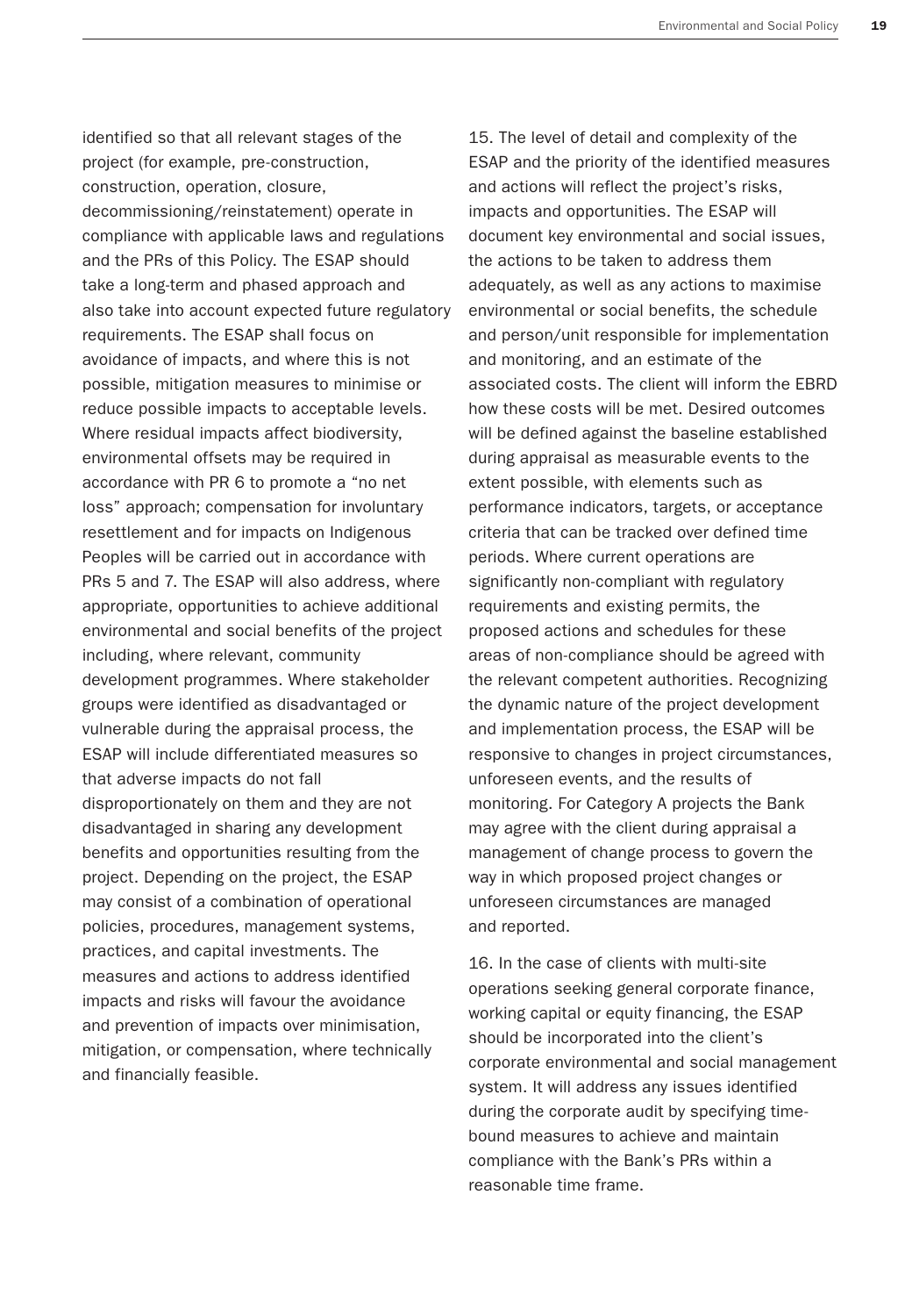identified so that all relevant stages of the project (for example, pre-construction, construction, operation, closure, decommissioning/reinstatement) operate in compliance with applicable laws and regulations and the PRs of this Policy. The ESAP should take a long-term and phased approach and also take into account expected future regulatory requirements. The ESAP shall focus on avoidance of impacts, and where this is not possible, mitigation measures to minimise or reduce possible impacts to acceptable levels. Where residual impacts affect biodiversity, environmental offsets may be required in accordance with PR 6 to promote a "no net loss" approach; compensation for involuntary resettlement and for impacts on Indigenous Peoples will be carried out in accordance with PRs 5 and 7. The ESAP will also address, where appropriate, opportunities to achieve additional environmental and social benefits of the project including, where relevant, community development programmes. Where stakeholder groups were identified as disadvantaged or vulnerable during the appraisal process, the ESAP will include differentiated measures so that adverse impacts do not fall disproportionately on them and they are not disadvantaged in sharing any development benefits and opportunities resulting from the project. Depending on the project, the ESAP may consist of a combination of operational policies, procedures, management systems, practices, and capital investments. The measures and actions to address identified impacts and risks will favour the avoidance and prevention of impacts over minimisation, mitigation, or compensation, where technically and financially feasible.

15. The level of detail and complexity of the ESAP and the priority of the identified measures and actions will reflect the project's risks, impacts and opportunities. The ESAP will document key environmental and social issues, the actions to be taken to address them adequately, as well as any actions to maximise environmental or social benefits, the schedule and person/unit responsible for implementation and monitoring, and an estimate of the associated costs. The client will inform the EBRD how these costs will be met. Desired outcomes will be defined against the baseline established during appraisal as measurable events to the extent possible, with elements such as performance indicators, targets, or acceptance criteria that can be tracked over defined time periods. Where current operations are significantly non-compliant with regulatory requirements and existing permits, the proposed actions and schedules for these areas of non-compliance should be agreed with the relevant competent authorities. Recognizing the dynamic nature of the project development and implementation process, the ESAP will be responsive to changes in project circumstances, unforeseen events, and the results of monitoring. For Category A projects the Bank may agree with the client during appraisal a management of change process to govern the way in which proposed project changes or unforeseen circumstances are managed and reported.

16. In the case of clients with multi-site operations seeking general corporate finance, working capital or equity financing, the ESAP should be incorporated into the client's corporate environmental and social management system. It will address any issues identified during the corporate audit by specifying time-bound measures to achieve and maintain compliance with the Bank's PRs within a reasonable time frame.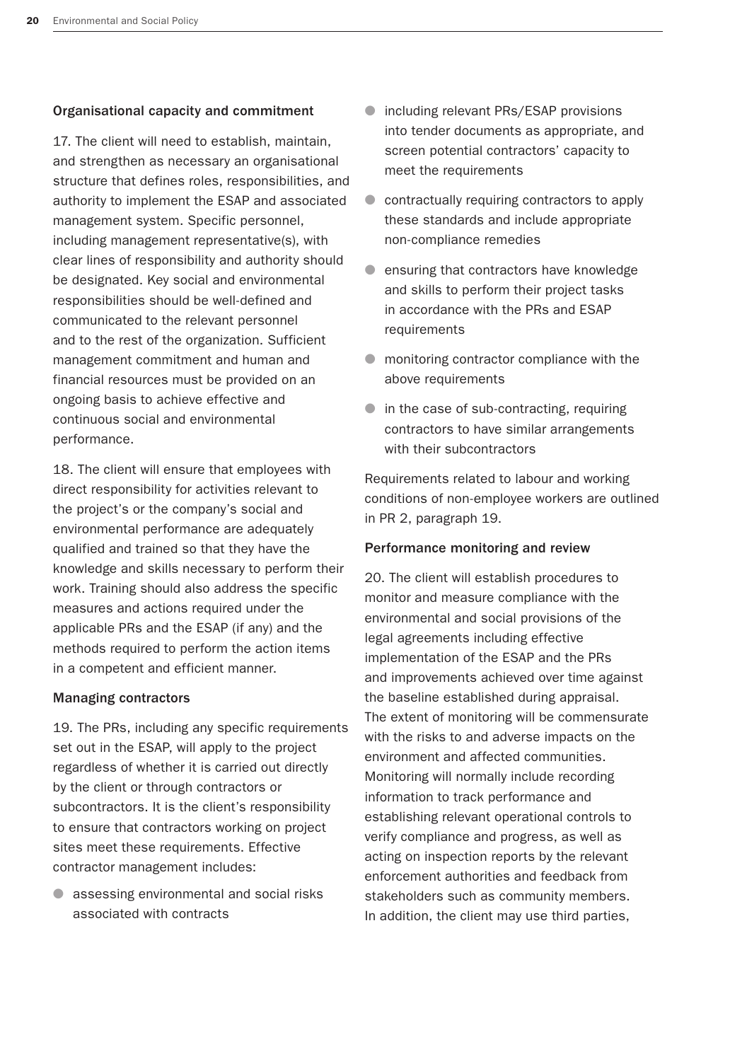### Organisational capacity and commitment

17. The client will need to establish, maintain, and strengthen as necessary an organisational structure that defines roles, responsibilities, and authority to implement the ESAP and associated management system. Specific personnel, including management representative(s), with clear lines of responsibility and authority should be designated. Key social and environmental responsibilities should be well-defined and communicated to the relevant personnel and to the rest of the organization. Sufficient management commitment and human and financial resources must be provided on an ongoing basis to achieve effective and continuous social and environmental performance.

18. The client will ensure that employees with direct responsibility for activities relevant to the project's or the company's social and environmental performance are adequately qualified and trained so that they have the knowledge and skills necessary to perform their work. Training should also address the specific measures and actions required under the applicable PRs and the ESAP (if any) and the methods required to perform the action items in a competent and efficient manner.

### Managing contractors

19. The PRs, including any specific requirements set out in the ESAP, will apply to the project regardless of whether it is carried out directly by the client or through contractors or subcontractors. It is the client's responsibility to ensure that contractors working on project sites meet these requirements. Effective contractor management includes:

- assessing environmental and social risks associated with contracts
- including relevant PRs/ESAP provisions into tender documents as appropriate, and screen potential contractors' capacity to meet the requirements
- contractually requiring contractors to apply these standards and include appropriate non-compliance remedies
- ensuring that contractors have knowledge and skills to perform their project tasks in accordance with the PRs and ESAP requirements
- monitoring contractor compliance with the above requirements
- in the case of sub-contracting, requiring contractors to have similar arrangements with their subcontractors

Requirements related to labour and working conditions of non-employee workers are outlined in PR 2, paragraph 19.

### Performance monitoring and review

20. The client will establish procedures to monitor and measure compliance with the environmental and social provisions of the legal agreements including effective implementation of the ESAP and the PRs and improvements achieved over time against the baseline established during appraisal. The extent of monitoring will be commensurate with the risks to and adverse impacts on the environment and affected communities. Monitoring will normally include recording information to track performance and establishing relevant operational controls to verify compliance and progress, as well as acting on inspection reports by the relevant enforcement authorities and feedback from stakeholders such as community members. In addition, the client may use third parties,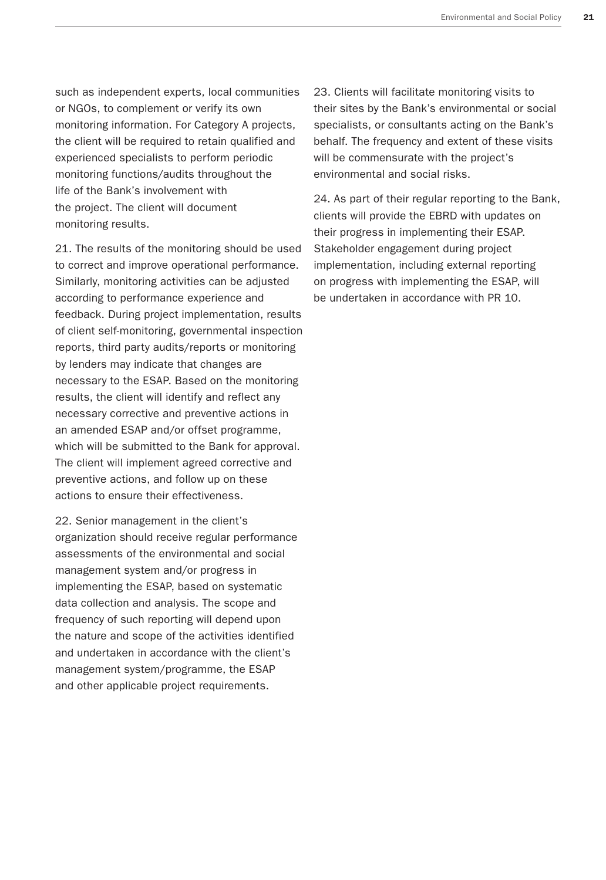such as independent experts, local communities or NGOs, to complement or verify its own monitoring information. For Category A projects, the client will be required to retain qualified and experienced specialists to perform periodic monitoring functions/audits throughout the life of the Bank's involvement with the project. The client will document monitoring results.

21. The results of the monitoring should be used to correct and improve operational performance. Similarly, monitoring activities can be adjusted according to performance experience and feedback. During project implementation, results of client self-monitoring, governmental inspection reports, third party audits/reports or monitoring by lenders may indicate that changes are necessary to the ESAP. Based on the monitoring results, the client will identify and reflect any necessary corrective and preventive actions in an amended ESAP and/or offset programme, which will be submitted to the Bank for approval. The client will implement agreed corrective and preventive actions, and follow up on these actions to ensure their effectiveness.

22. Senior management in the client's organization should receive regular performance assessments of the environmental and social management system and/or progress in implementing the ESAP, based on systematic data collection and analysis. The scope and frequency of such reporting will depend upon the nature and scope of the activities identified and undertaken in accordance with the client's management system/programme, the ESAP and other applicable project requirements.

23. Clients will facilitate monitoring visits to their sites by the Bank's environmental or social specialists, or consultants acting on the Bank's behalf. The frequency and extent of these visits will be commensurate with the project's environmental and social risks.

24. As part of their regular reporting to the Bank, clients will provide the EBRD with updates on their progress in implementing their ESAP. Stakeholder engagement during project implementation, including external reporting on progress with implementing the ESAP, will be undertaken in accordance with PR 10.